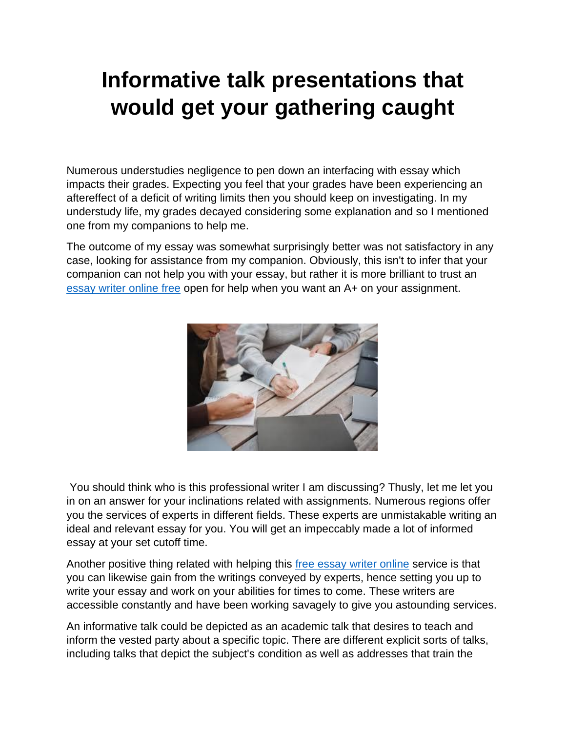# Informative talk presentations that would get your gathering caught

Numerous understudies negligence to pen down an interfacing with essay which impacts their grades. Expecting you feel that your grades have been experiencing an aftereffect of a deficit of writing limits then you should keep on investigating. In my understudy life, my grades decayed considering some explanation and so I mentioned one from my companions to help me.

The outcome of my essay was somewhat surprisingly better was not satisfactory in any case, looking for assistance from my companion. Obviously, this isn't to infer that your companion can not help you with your essay, but rather it is more brilliant to trust an essay writer online free open for help when you want an A+ on your assignment.

You should think who is this professional writer I am discussing? Thusly, let me let you in on an answer for your inclinations related with assignments. Numerous regions offer you the services of experts in different fields. These experts are unmistakable writing an ideal and relevant essay for you. You will get an impeccably made a lot of informed essay at your set cutoff time.

Another positive thing related with helping this free essay writer online service is that you can likewise gain from the writings conveyed by experts, hence setting you up to write your essay and work on your abilities for times to come. These writers are accessible constantly and have been working savagely to give you astounding services.

An informative talk could be depicted as an academic talk that desires to teach and inform the vested party about a specific topic. There are different explicit sorts of talks, including talks that depict the subject's condition as well as addresses that train the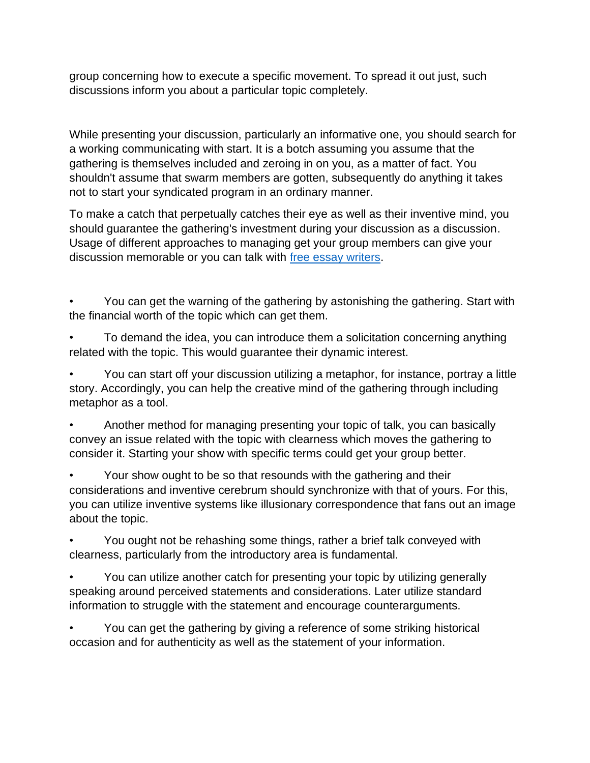group concerning how to execute a specific movement. To spread it out just, such discussions inform you about a particular topic completely.

While presenting your discussion, particularly an informative one, you should search for a working communicating with start. It is a botch assuming you assume that the gathering is themselves included and zeroing in on you, as a matter of fact. You shouldn't assume that swarm members are gotten, subsequently do anything it takes not to start your syndicated program in an ordinary manner.

To make a catch that perpetually catches their eye as well as their inventive mind, you should guarantee the gathering's investment during your discussion as a discussion. Usage of different approaches to managing get your group members can give your discussion memorable or you can talk with [free essay writers](free essay writers).

- You can get the warning of the gathering by astonishing the gathering. Start with the financial worth of the topic which can get them.
- To demand the idea, you can introduce them a solicitation concerning anything related with the topic. This would guarantee their dynamic interest.
- You can start off your discussion utilizing a metaphor, for instance, portray a little story. Accordingly, you can help the creative mind of the gathering through including metaphor as a tool.
- Another method for managing presenting your topic of talk, you can basically convey an issue related with the topic with clearness which moves the gathering to consider it. Starting your show with specific terms could get your group better.
- Your show ought to be so that resounds with the gathering and their considerations and inventive cerebrum should synchronize with that of yours. For this, you can utilize inventive systems like illusionary correspondence that fans out an image about the topic.
- You ought not be rehashing some things, rather a brief talk conveyed with clearness, particularly from the introductory area is fundamental.
- You can utilize another catch for presenting your topic by utilizing generally speaking around perceived statements and considerations. Later utilize standard information to struggle with the statement and encourage counterarguments.
- You can get the gathering by giving a reference of some striking historical occasion and for authenticity as well as the statement of your information.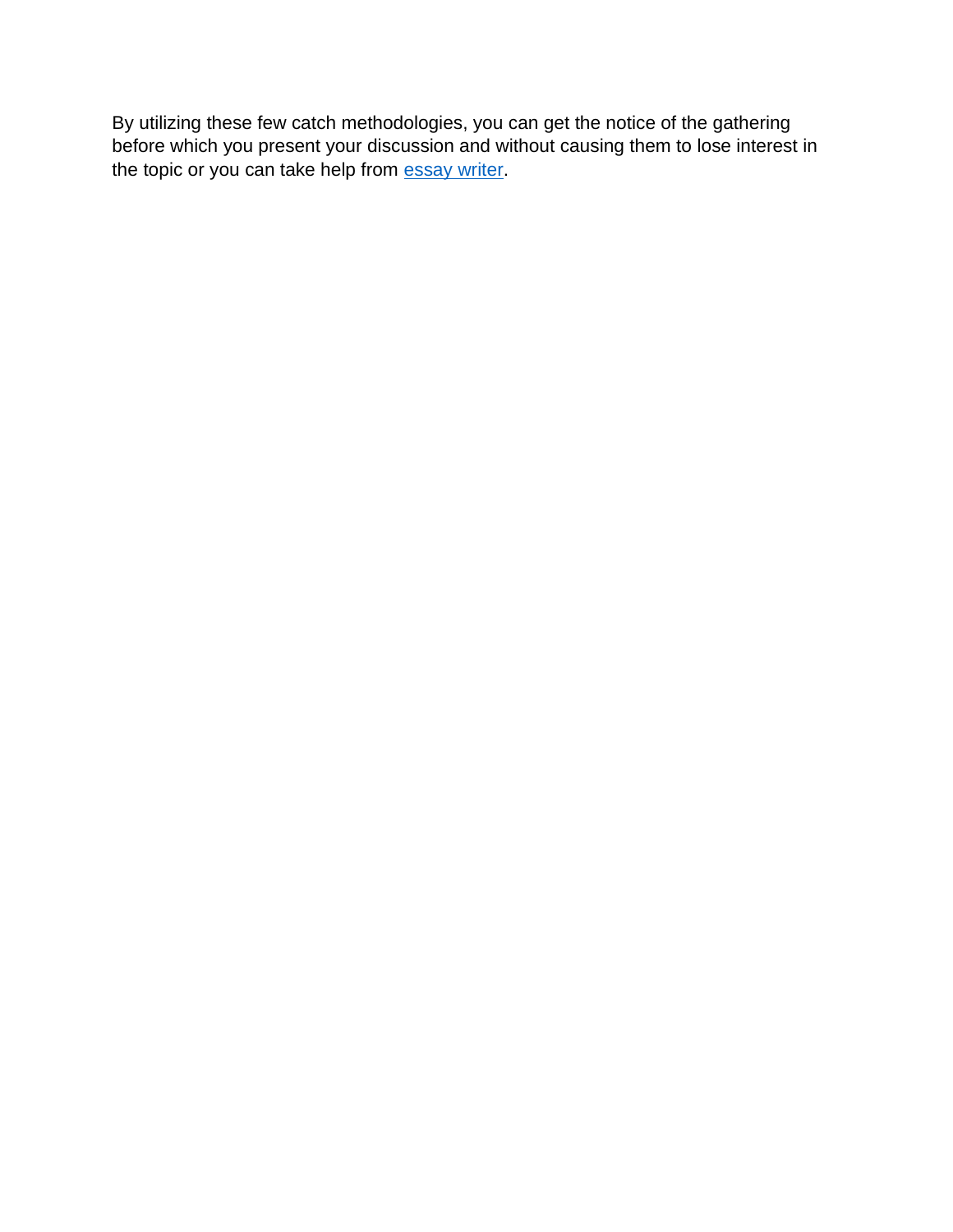By utilizing these few catch methodologies, you can get the notice of the gathering before which you present your discussion and without causing them to lose interest in the topic or you can take help from essay writer.